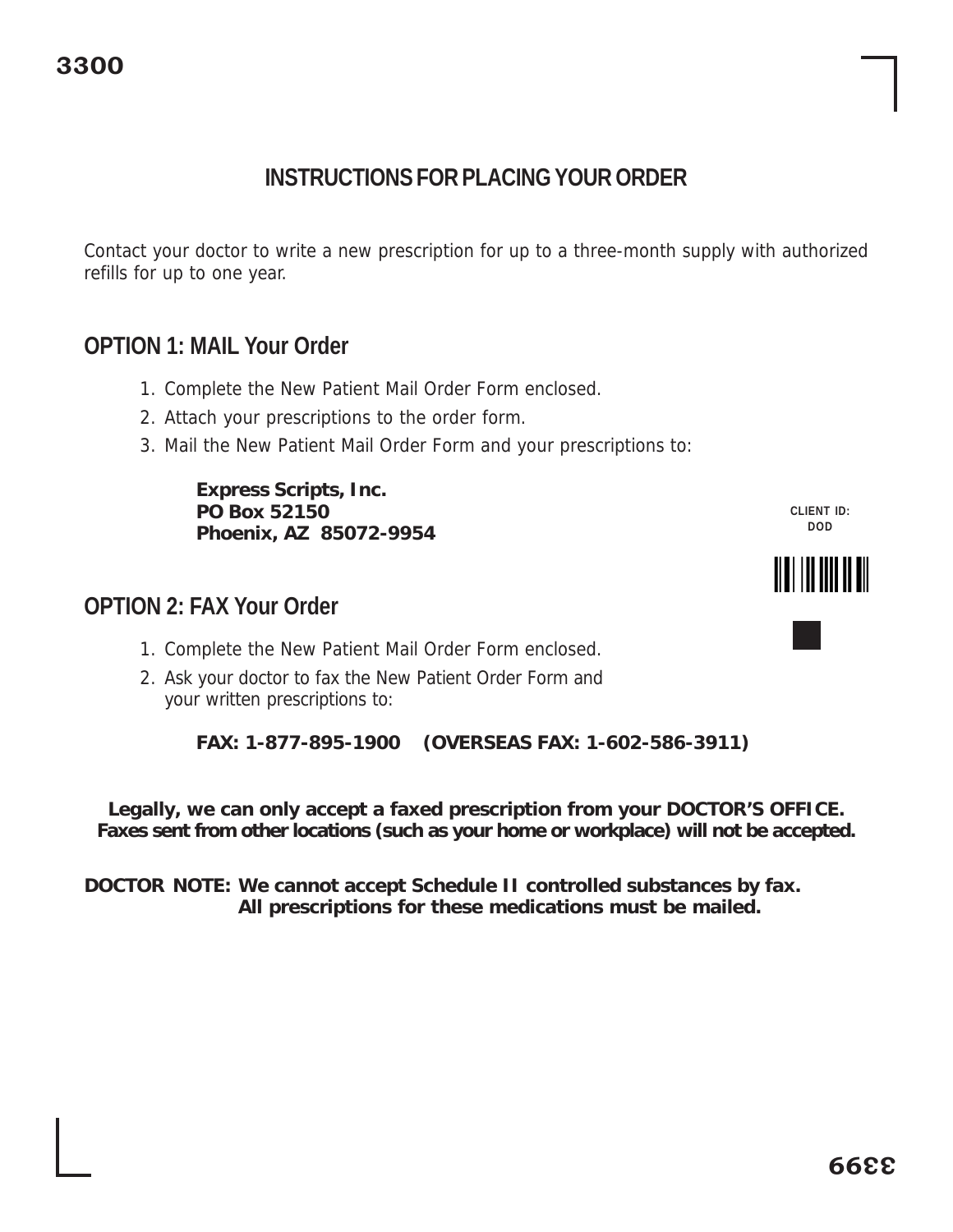# INSTRUCTIONS FOR PLACING YOUR ORDER

Contact your doctor to write a new prescription for up to a three-month supply with authorized refills for up to one year.

## OPTION 1: MAIL Your Order

1. Complete the New Patient Mail Order Form enclosed.
2. Attach your prescriptions to the order form.
3. Mail the New Patient Mail Order Form and your prescriptions to:

   **Express Scripts, Inc.**
   **PO Box 52150**
   **Phoenix, AZ 85072-9954**

CLIENT ID: DOD

## OPTION 2: FAX Your Order

1. Complete the New Patient Mail Order Form enclosed.
2. Ask your doctor to fax the New Patient Order Form and your written prescriptions to:

   **FAX: 1-877-895-1900 (OVERSEAS FAX: 1-602-586-3911)**

**Legally, we can only accept a faxed prescription from your DOCTOR'S OFFICE. Faxes sent from other locations (such as your home or workplace) will not be accepted.**

**DOCTOR NOTE: We cannot accept Schedule II controlled substances by fax. All prescriptions for these medications must be mailed.**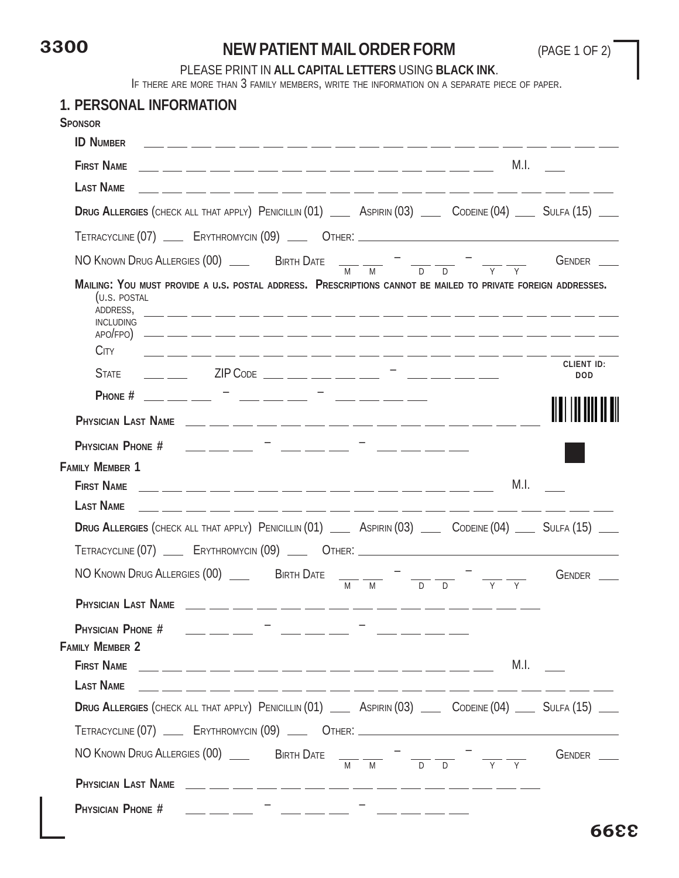3300

# NEW PATIENT MAIL ORDER FORM

(PAGE 1 OF 2)

PLEASE PRINT IN **ALL CAPITAL LETTERS** USING **BLACK INK**.

IF THERE ARE MORE THAN 3 FAMILY MEMBERS, WRITE THE INFORMATION ON A SEPARATE PIECE OF PAPER.

## 1. PERSONAL INFORMATION

**SPONSOR**

**ID NUMBER** ___ ___ ___ ___ ___ ___ ___ ___ ___ ___ ___ ___ ___ ___ ___ ___ ___ ___ ___ ___

**FIRST NAME** ___ ___ ___ ___ ___ ___ ___ ___ ___ ___ ___ ___ ___ ___ ___ M.I. ___

**LAST NAME** ___ ___ ___ ___ ___ ___ ___ ___ ___ ___ ___ ___ ___ ___ ___ ___ ___ ___ ___ ___

**DRUG ALLERGIES** (CHECK ALL THAT APPLY) PENICILLIN (01) ___ ASPIRIN (03) ___ CODEINE (04) ___ SULFA (15) ___

TETRACYCLINE (07) ___ ERYTHROMYCIN (09) ___ OTHER: ___________

NO KNOWN DRUG ALLERGIES (00) ___ BIRTH DATE ___ ___ (M M) – ___ ___ (D D) – ___ ___ (Y Y) GENDER ___

**MAILING: YOU MUST PROVIDE A U.S. POSTAL ADDRESS. PRESCRIPTIONS CANNOT BE MAILED TO PRIVATE FOREIGN ADDRESSES.**

(U.S. POSTAL ADDRESS, INCLUDING APO/FPO) ___ ___ ___ ___ ___ ___ ___ ___ ___ ___ ___ ___ ___ ___ ___ ___ ___ ___ ___ ___

___ ___ ___ ___ ___ ___ ___ ___ ___ ___ ___ ___ ___ ___ ___ ___ ___ ___ ___ ___

CITY ___ ___ ___ ___ ___ ___ ___ ___ ___ ___ ___ ___ ___ ___ ___ ___ ___ ___ ___ ___

STATE ___ ___ ZIP CODE ___ ___ ___ ___ ___ – ___ ___ ___ ___

**PHONE #** ___ ___ ___ – ___ ___ ___ – ___ ___ ___ ___

CLIENT ID: DOD

**PHYSICIAN LAST NAME** ___ ___ ___ ___ ___ ___ ___ ___ ___ ___ ___ ___ ___ ___ ___ ___

**PHYSICIAN PHONE #** ___ ___ ___ – ___ ___ ___ – ___ ___ ___ ___

**FAMILY MEMBER 1**

**FIRST NAME** ___ ___ ___ ___ ___ ___ ___ ___ ___ ___ ___ ___ ___ ___ ___ M.I. ___

**LAST NAME** ___ ___ ___ ___ ___ ___ ___ ___ ___ ___ ___ ___ ___ ___ ___ ___ ___ ___ ___ ___

**DRUG ALLERGIES** (CHECK ALL THAT APPLY) PENICILLIN (01) ___ ASPIRIN (03) ___ CODEINE (04) ___ SULFA (15) ___

TETRACYCLINE (07) ___ ERYTHROMYCIN (09) ___ OTHER: ___________

NO KNOWN DRUG ALLERGIES (00) ___ BIRTH DATE ___ ___ (M M) – ___ ___ (D D) – ___ ___ (Y Y) GENDER ___

**PHYSICIAN LAST NAME** ___ ___ ___ ___ ___ ___ ___ ___ ___ ___ ___ ___ ___ ___ ___ ___

**PHYSICIAN PHONE #** ___ ___ ___ – ___ ___ ___ – ___ ___ ___ ___

**FAMILY MEMBER 2**

**FIRST NAME** ___ ___ ___ ___ ___ ___ ___ ___ ___ ___ ___ ___ ___ ___ ___ M.I. ___

**LAST NAME** ___ ___ ___ ___ ___ ___ ___ ___ ___ ___ ___ ___ ___ ___ ___ ___ ___ ___ ___ ___

**DRUG ALLERGIES** (CHECK ALL THAT APPLY) PENICILLIN (01) ___ ASPIRIN (03) ___ CODEINE (04) ___ SULFA (15) ___

TETRACYCLINE (07) ___ ERYTHROMYCIN (09) ___ OTHER: ___________

NO KNOWN DRUG ALLERGIES (00) ___ BIRTH DATE ___ ___ (M M) – ___ ___ (D D) – ___ ___ (Y Y) GENDER ___

**PHYSICIAN LAST NAME** ___ ___ ___ ___ ___ ___ ___ ___ ___ ___ ___ ___ ___ ___ ___ ___

**PHYSICIAN PHONE #** ___ ___ ___ – ___ ___ ___ – ___ ___ ___ ___

3399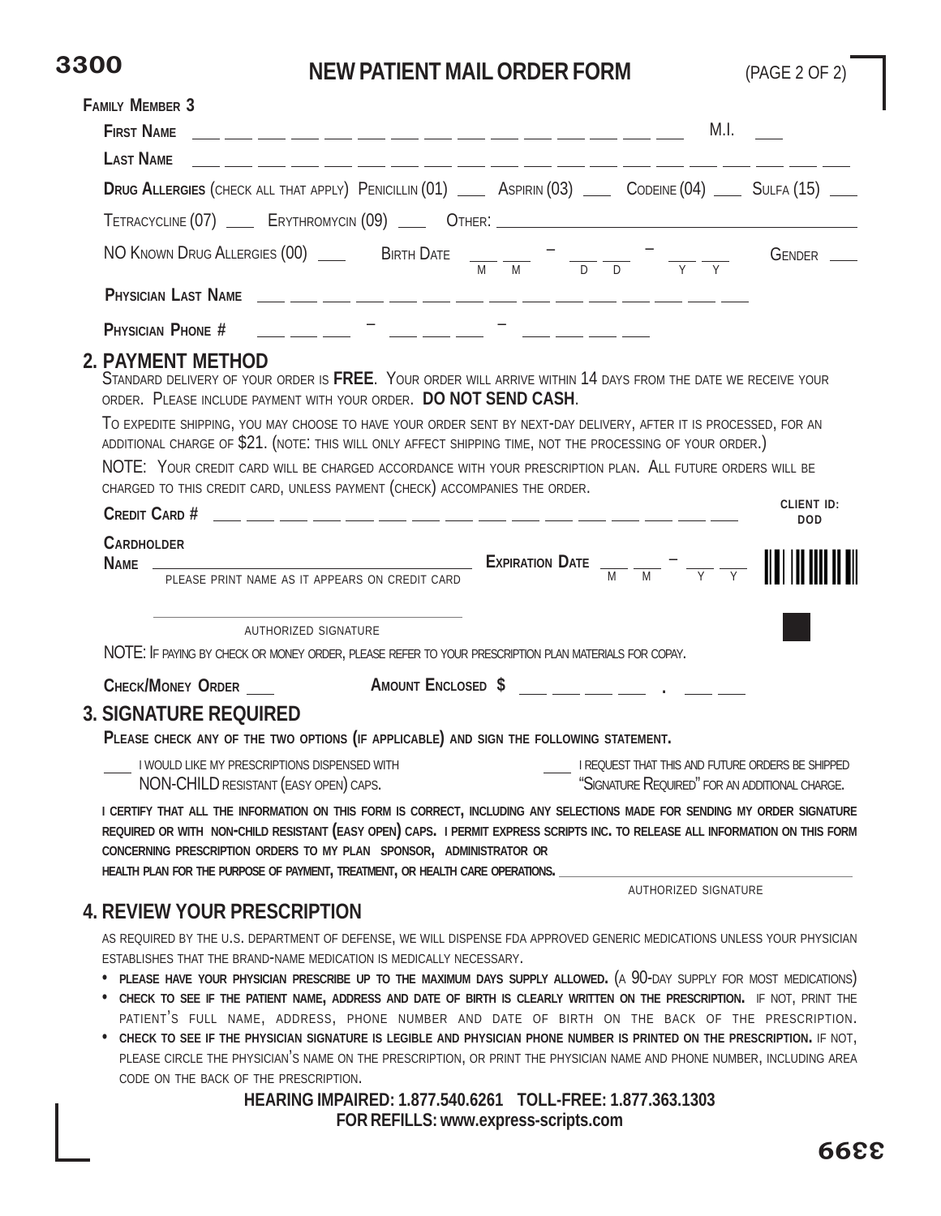3300

# NEW PATIENT MAIL ORDER FORM

(PAGE 2 OF 2)

**FAMILY MEMBER 3**

**FIRST NAME** ___ ___ ___ ___ ___ ___ ___ ___ ___ ___ ___ ___ ___ ___ ___ ___ ___ ___ M.I. ___

**LAST NAME** ___ ___ ___ ___ ___ ___ ___ ___ ___ ___ ___ ___ ___ ___ ___ ___ ___ ___ ___ ___ ___ ___ ___

**DRUG ALLERGIES** (CHECK ALL THAT APPLY) PENICILLIN (01) ___ ASPIRIN (03) ___ CODEINE (04) ___ SULFA (15) ___

TETRACYCLINE (07) ___ ERYTHROMYCIN (09) ___ OTHER: ______________________________

NO KNOWN DRUG ALLERGIES (00) ___ BIRTH DATE ___ ___ – ___ ___ – ___ ___ GENDER ___
M M D D Y Y

**PHYSICIAN LAST NAME** ___ ___ ___ ___ ___ ___ ___ ___ ___ ___ ___ ___ ___ ___ ___ ___

**PHYSICIAN PHONE #** ___ ___ ___ – ___ ___ ___ – ___ ___ ___ ___

## 2. PAYMENT METHOD

STANDARD DELIVERY OF YOUR ORDER IS **FREE**. YOUR ORDER WILL ARRIVE WITHIN 14 DAYS FROM THE DATE WE RECEIVE YOUR ORDER. PLEASE INCLUDE PAYMENT WITH YOUR ORDER. **DO NOT SEND CASH**.

TO EXPEDITE SHIPPING, YOU MAY CHOOSE TO HAVE YOUR ORDER SENT BY NEXT-DAY DELIVERY, AFTER IT IS PROCESSED, FOR AN ADDITIONAL CHARGE OF $21. (NOTE: THIS WILL ONLY AFFECT SHIPPING TIME, NOT THE PROCESSING OF YOUR ORDER.)

NOTE: YOUR CREDIT CARD WILL BE CHARGED ACCORDANCE WITH YOUR PRESCRIPTION PLAN. ALL FUTURE ORDERS WILL BE CHARGED TO THIS CREDIT CARD, UNLESS PAYMENT (CHECK) ACCOMPANIES THE ORDER.

**CREDIT CARD #** ___ ___ ___ ___ ___ ___ ___ ___ ___ ___ ___ ___ ___ ___ ___ ___

**CLIENT ID: DOD**

**CARDHOLDER NAME** ______________________________ **EXPIRATION DATE** ___ ___ – ___ ___
PLEASE PRINT NAME AS IT APPEARS ON CREDIT CARD M M Y Y

______________________________
AUTHORIZED SIGNATURE

NOTE: IF PAYING BY CHECK OR MONEY ORDER, PLEASE REFER TO YOUR PRESCRIPTION PLAN MATERIALS FOR COPAY.

**CHECK/MONEY ORDER** ___ **AMOUNT ENCLOSED $** ___ ___ ___ ___ . ___ ___

## 3. SIGNATURE REQUIRED

**PLEASE CHECK ANY OF THE TWO OPTIONS (IF APPLICABLE) AND SIGN THE FOLLOWING STATEMENT.**

___ I WOULD LIKE MY PRESCRIPTIONS DISPENSED WITH NON-CHILD RESISTANT (EASY OPEN) CAPS.

___ I REQUEST THAT THIS AND FUTURE ORDERS BE SHIPPED "SIGNATURE REQUIRED" FOR AN ADDITIONAL CHARGE.

**I CERTIFY THAT ALL THE INFORMATION ON THIS FORM IS CORRECT, INCLUDING ANY SELECTIONS MADE FOR SENDING MY ORDER SIGNATURE REQUIRED OR WITH NON-CHILD RESISTANT (EASY OPEN) CAPS. I PERMIT EXPRESS SCRIPTS INC. TO RELEASE ALL INFORMATION ON THIS FORM CONCERNING PRESCRIPTION ORDERS TO MY PLAN SPONSOR, ADMINISTRATOR OR HEALTH PLAN FOR THE PURPOSE OF PAYMENT, TREATMENT, OR HEALTH CARE OPERATIONS.** ______________________________

AUTHORIZED SIGNATURE

## 4. REVIEW YOUR PRESCRIPTION

AS REQUIRED BY THE U.S. DEPARTMENT OF DEFENSE, WE WILL DISPENSE FDA APPROVED GENERIC MEDICATIONS UNLESS YOUR PHYSICIAN ESTABLISHES THAT THE BRAND-NAME MEDICATION IS MEDICALLY NECESSARY.

- **PLEASE HAVE YOUR PHYSICIAN PRESCRIBE UP TO THE MAXIMUM DAYS SUPPLY ALLOWED.** (A 90-DAY SUPPLY FOR MOST MEDICATIONS)
- **CHECK TO SEE IF THE PATIENT NAME, ADDRESS AND DATE OF BIRTH IS CLEARLY WRITTEN ON THE PRESCRIPTION.** IF NOT, PRINT THE PATIENT'S FULL NAME, ADDRESS, PHONE NUMBER AND DATE OF BIRTH ON THE BACK OF THE PRESCRIPTION.
- **CHECK TO SEE IF THE PHYSICIAN SIGNATURE IS LEGIBLE AND PHYSICIAN PHONE NUMBER IS PRINTED ON THE PRESCRIPTION.** IF NOT, PLEASE CIRCLE THE PHYSICIAN'S NAME ON THE PRESCRIPTION, OR PRINT THE PHYSICIAN NAME AND PHONE NUMBER, INCLUDING AREA CODE ON THE BACK OF THE PRESCRIPTION.

**HEARING IMPAIRED: 1.877.540.6261 TOLL-FREE: 1.877.363.1303**
**FOR REFILLS: www.express-scripts.com**

3399